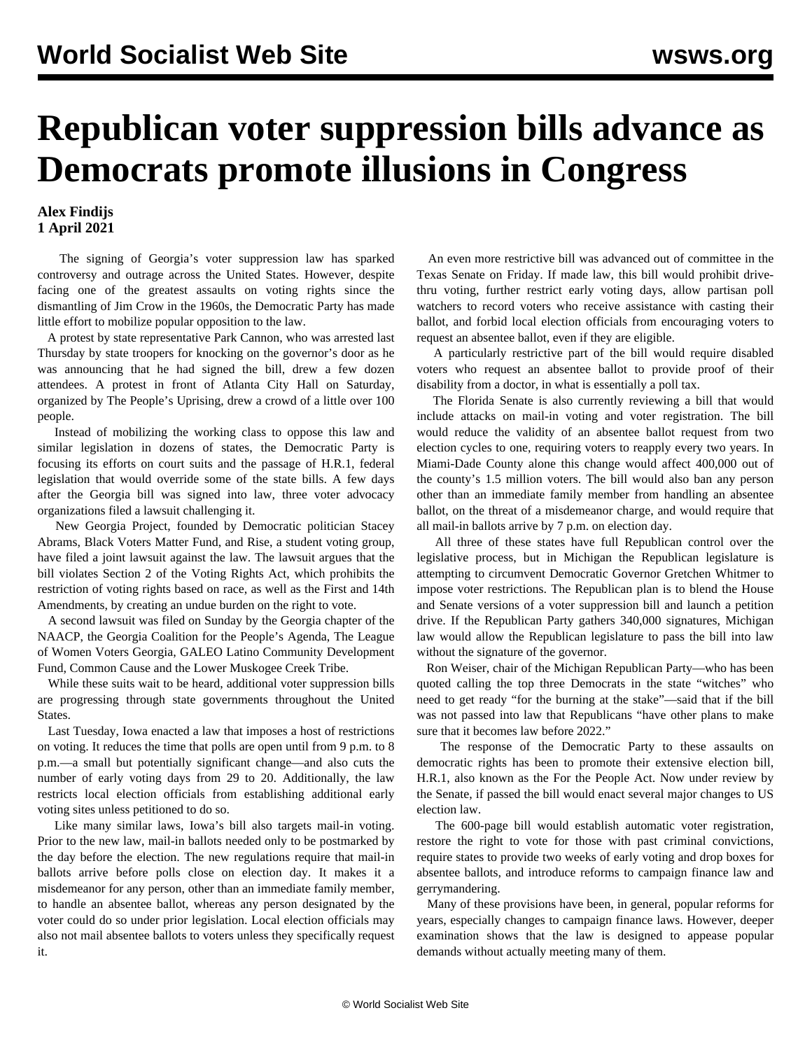# Republican voter suppression bills advance as Democrats promote illusions in Congress

**Alex Findijs**
**1 April 2021**

The signing of Georgia's voter suppression law has sparked controversy and outrage across the United States. However, despite facing one of the greatest assaults on voting rights since the dismantling of Jim Crow in the 1960s, the Democratic Party has made little effort to mobilize popular opposition to the law.

A protest by state representative Park Cannon, who was arrested last Thursday by state troopers for knocking on the governor's door as he was announcing that he had signed the bill, drew a few dozen attendees. A protest in front of Atlanta City Hall on Saturday, organized by The People's Uprising, drew a crowd of a little over 100 people.

Instead of mobilizing the working class to oppose this law and similar legislation in dozens of states, the Democratic Party is focusing its efforts on court suits and the passage of H.R.1, federal legislation that would override some of the state bills. A few days after the Georgia bill was signed into law, three voter advocacy organizations filed a lawsuit challenging it.

New Georgia Project, founded by Democratic politician Stacey Abrams, Black Voters Matter Fund, and Rise, a student voting group, have filed a joint lawsuit against the law. The lawsuit argues that the bill violates Section 2 of the Voting Rights Act, which prohibits the restriction of voting rights based on race, as well as the First and 14th Amendments, by creating an undue burden on the right to vote.

A second lawsuit was filed on Sunday by the Georgia chapter of the NAACP, the Georgia Coalition for the People's Agenda, The League of Women Voters Georgia, GALEO Latino Community Development Fund, Common Cause and the Lower Muskogee Creek Tribe.

While these suits wait to be heard, additional voter suppression bills are progressing through state governments throughout the United States.

Last Tuesday, Iowa enacted a law that imposes a host of restrictions on voting. It reduces the time that polls are open until from 9 p.m. to 8 p.m.—a small but potentially significant change—and also cuts the number of early voting days from 29 to 20. Additionally, the law restricts local election officials from establishing additional early voting sites unless petitioned to do so.

Like many similar laws, Iowa's bill also targets mail-in voting. Prior to the new law, mail-in ballots needed only to be postmarked by the day before the election. The new regulations require that mail-in ballots arrive before polls close on election day. It makes it a misdemeanor for any person, other than an immediate family member, to handle an absentee ballot, whereas any person designated by the voter could do so under prior legislation. Local election officials may also not mail absentee ballots to voters unless they specifically request it.

An even more restrictive bill was advanced out of committee in the Texas Senate on Friday. If made law, this bill would prohibit drive-thru voting, further restrict early voting days, allow partisan poll watchers to record voters who receive assistance with casting their ballot, and forbid local election officials from encouraging voters to request an absentee ballot, even if they are eligible.

A particularly restrictive part of the bill would require disabled voters who request an absentee ballot to provide proof of their disability from a doctor, in what is essentially a poll tax.

The Florida Senate is also currently reviewing a bill that would include attacks on mail-in voting and voter registration. The bill would reduce the validity of an absentee ballot request from two election cycles to one, requiring voters to reapply every two years. In Miami-Dade County alone this change would affect 400,000 out of the county's 1.5 million voters. The bill would also ban any person other than an immediate family member from handling an absentee ballot, on the threat of a misdemeanor charge, and would require that all mail-in ballots arrive by 7 p.m. on election day.

All three of these states have full Republican control over the legislative process, but in Michigan the Republican legislature is attempting to circumvent Democratic Governor Gretchen Whitmer to impose voter restrictions. The Republican plan is to blend the House and Senate versions of a voter suppression bill and launch a petition drive. If the Republican Party gathers 340,000 signatures, Michigan law would allow the Republican legislature to pass the bill into law without the signature of the governor.

Ron Weiser, chair of the Michigan Republican Party—who has been quoted calling the top three Democrats in the state "witches" who need to get ready "for the burning at the stake"—said that if the bill was not passed into law that Republicans "have other plans to make sure that it becomes law before 2022."

The response of the Democratic Party to these assaults on democratic rights has been to promote their extensive election bill, H.R.1, also known as the For the People Act. Now under review by the Senate, if passed the bill would enact several major changes to US election law.

The 600-page bill would establish automatic voter registration, restore the right to vote for those with past criminal convictions, require states to provide two weeks of early voting and drop boxes for absentee ballots, and introduce reforms to campaign finance law and gerrymandering.

Many of these provisions have been, in general, popular reforms for years, especially changes to campaign finance laws. However, deeper examination shows that the law is designed to appease popular demands without actually meeting many of them.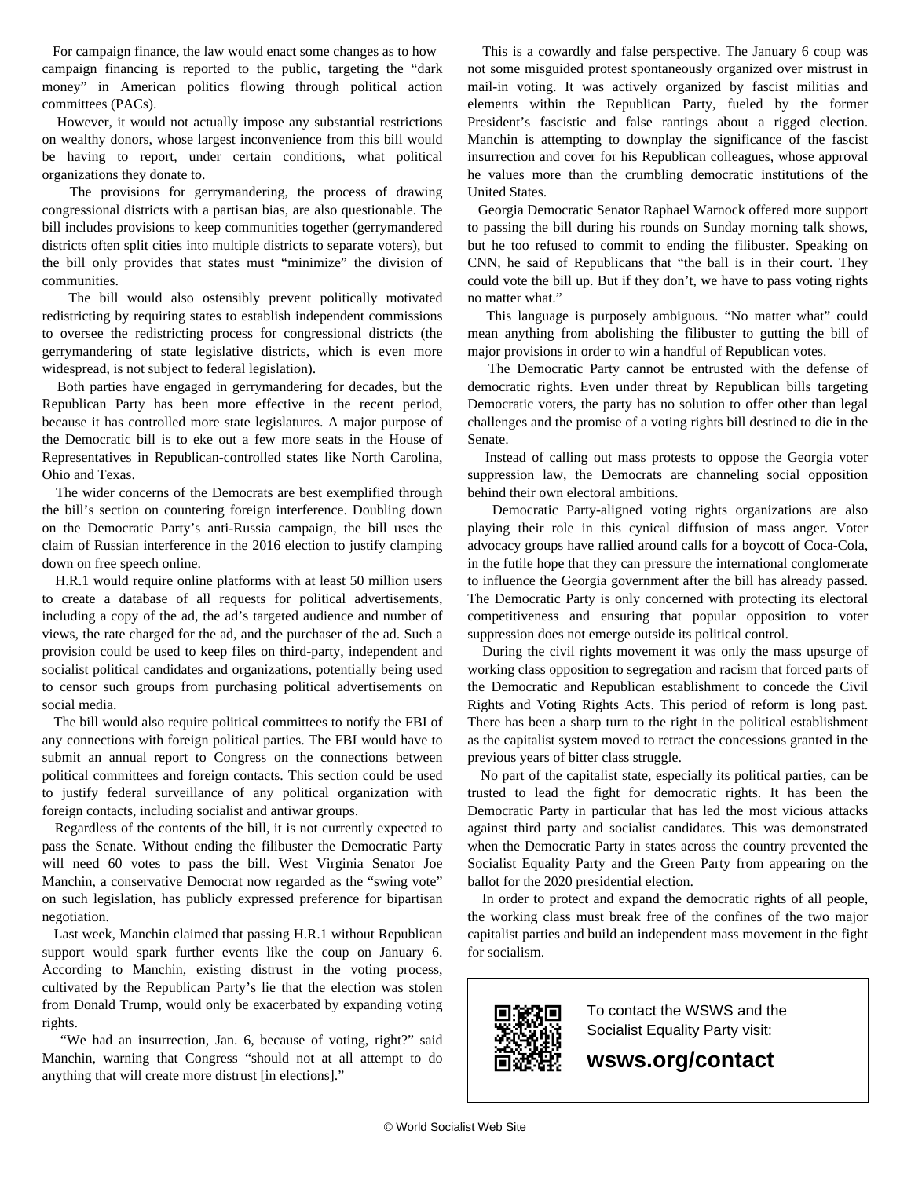For campaign finance, the law would enact some changes as to how campaign financing is reported to the public, targeting the "dark money" in American politics flowing through political action committees (PACs).

However, it would not actually impose any substantial restrictions on wealthy donors, whose largest inconvenience from this bill would be having to report, under certain conditions, what political organizations they donate to.

The provisions for gerrymandering, the process of drawing congressional districts with a partisan bias, are also questionable. The bill includes provisions to keep communities together (gerrymandered districts often split cities into multiple districts to separate voters), but the bill only provides that states must "minimize" the division of communities.

The bill would also ostensibly prevent politically motivated redistricting by requiring states to establish independent commissions to oversee the redistricting process for congressional districts (the gerrymandering of state legislative districts, which is even more widespread, is not subject to federal legislation).

Both parties have engaged in gerrymandering for decades, but the Republican Party has been more effective in the recent period, because it has controlled more state legislatures. A major purpose of the Democratic bill is to eke out a few more seats in the House of Representatives in Republican-controlled states like North Carolina, Ohio and Texas.

The wider concerns of the Democrats are best exemplified through the bill's section on countering foreign interference. Doubling down on the Democratic Party's anti-Russia campaign, the bill uses the claim of Russian interference in the 2016 election to justify clamping down on free speech online.

H.R.1 would require online platforms with at least 50 million users to create a database of all requests for political advertisements, including a copy of the ad, the ad's targeted audience and number of views, the rate charged for the ad, and the purchaser of the ad. Such a provision could be used to keep files on third-party, independent and socialist political candidates and organizations, potentially being used to censor such groups from purchasing political advertisements on social media.

The bill would also require political committees to notify the FBI of any connections with foreign political parties. The FBI would have to submit an annual report to Congress on the connections between political committees and foreign contacts. This section could be used to justify federal surveillance of any political organization with foreign contacts, including socialist and antiwar groups.

Regardless of the contents of the bill, it is not currently expected to pass the Senate. Without ending the filibuster the Democratic Party will need 60 votes to pass the bill. West Virginia Senator Joe Manchin, a conservative Democrat now regarded as the "swing vote" on such legislation, has publicly expressed preference for bipartisan negotiation.

Last week, Manchin claimed that passing H.R.1 without Republican support would spark further events like the coup on January 6. According to Manchin, existing distrust in the voting process, cultivated by the Republican Party's lie that the election was stolen from Donald Trump, would only be exacerbated by expanding voting rights.

"We had an insurrection, Jan. 6, because of voting, right?" said Manchin, warning that Congress "should not at all attempt to do anything that will create more distrust [in elections]."

This is a cowardly and false perspective. The January 6 coup was not some misguided protest spontaneously organized over mistrust in mail-in voting. It was actively organized by fascist militias and elements within the Republican Party, fueled by the former President's fascistic and false rantings about a rigged election. Manchin is attempting to downplay the significance of the fascist insurrection and cover for his Republican colleagues, whose approval he values more than the crumbling democratic institutions of the United States.

Georgia Democratic Senator Raphael Warnock offered more support to passing the bill during his rounds on Sunday morning talk shows, but he too refused to commit to ending the filibuster. Speaking on CNN, he said of Republicans that "the ball is in their court. They could vote the bill up. But if they don't, we have to pass voting rights no matter what."

This language is purposely ambiguous. "No matter what" could mean anything from abolishing the filibuster to gutting the bill of major provisions in order to win a handful of Republican votes.

The Democratic Party cannot be entrusted with the defense of democratic rights. Even under threat by Republican bills targeting Democratic voters, the party has no solution to offer other than legal challenges and the promise of a voting rights bill destined to die in the Senate.

Instead of calling out mass protests to oppose the Georgia voter suppression law, the Democrats are channeling social opposition behind their own electoral ambitions.

Democratic Party-aligned voting rights organizations are also playing their role in this cynical diffusion of mass anger. Voter advocacy groups have rallied around calls for a boycott of Coca-Cola, in the futile hope that they can pressure the international conglomerate to influence the Georgia government after the bill has already passed. The Democratic Party is only concerned with protecting its electoral competitiveness and ensuring that popular opposition to voter suppression does not emerge outside its political control.

During the civil rights movement it was only the mass upsurge of working class opposition to segregation and racism that forced parts of the Democratic and Republican establishment to concede the Civil Rights and Voting Rights Acts. This period of reform is long past. There has been a sharp turn to the right in the political establishment as the capitalist system moved to retract the concessions granted in the previous years of bitter class struggle.

No part of the capitalist state, especially its political parties, can be trusted to lead the fight for democratic rights. It has been the Democratic Party in particular that has led the most vicious attacks against third party and socialist candidates. This was demonstrated when the Democratic Party in states across the country prevented the Socialist Equality Party and the Green Party from appearing on the ballot for the 2020 presidential election.

In order to protect and expand the democratic rights of all people, the working class must break free of the confines of the two major capitalist parties and build an independent mass movement in the fight for socialism.

To contact the WSWS and the Socialist Equality Party visit:

**wsws.org/contact**

© World Socialist Web Site